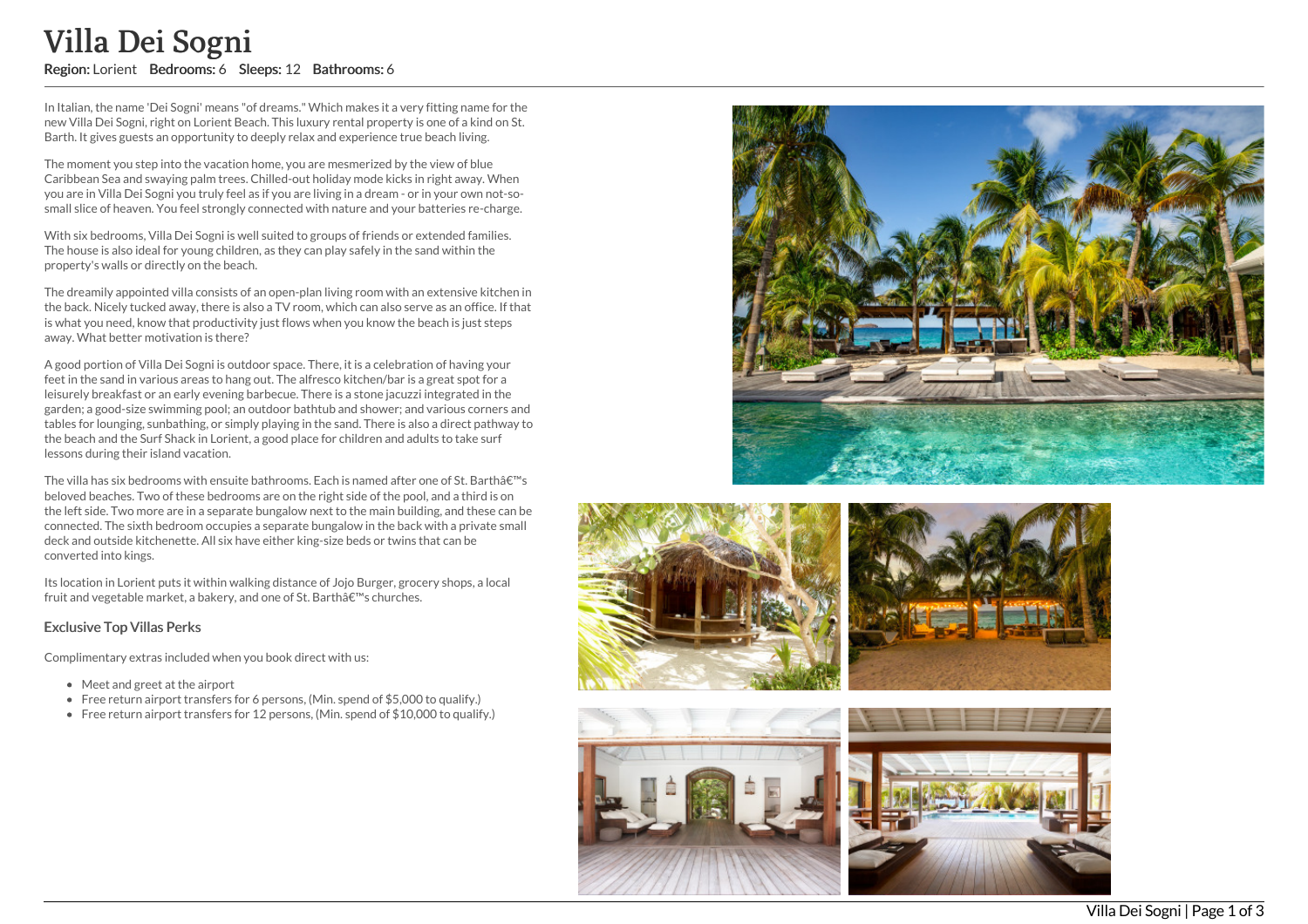# Villa Dei Sogni

**Region:** Lorient **Bedrooms:** 6 **Sleeps:** 12 **Bathrooms:** 6

In Italian, the name 'Dei Sogni' means "of dreams." Which makes it a very fitting name for the new Villa Dei Sogni, right on Lorient Beach. This luxury rental property is one of a kind on St. Barth. It gives guests an opportunity to deeply relax and experience true beach living.

The moment you step into the vacation home, you are mesmerized by the view of blue Caribbean Sea and swaying palm trees. Chilled-out holiday mode kicks in right away. When you are in Villa Dei Sogni you truly feel as if you are living in a dream - or in your own not-so-small slice of heaven. You feel strongly connected with nature and your batteries re-charge.

With six bedrooms, Villa Dei Sogni is well suited to groups of friends or extended families. The house is also ideal for young children, as they can play safely in the sand within the property's walls or directly on the beach.

The dreamily appointed villa consists of an open-plan living room with an extensive kitchen in the back. Nicely tucked away, there is also a TV room, which can also serve as an office. If that is what you need, know that productivity just flows when you know the beach is just steps away. What better motivation is there?

A good portion of Villa Dei Sogni is outdoor space. There, it is a celebration of having your feet in the sand in various areas to hang out. The alfresco kitchen/bar is a great spot for a leisurely breakfast or an early evening barbecue. There is a stone jacuzzi integrated in the garden; a good-size swimming pool; an outdoor bathtub and shower; and various corners and tables for lounging, sunbathing, or simply playing in the sand. There is also a direct pathway to the beach and the Surf Shack in Lorient, a good place for children and adults to take surf lessons during their island vacation.

The villa has six bedrooms with ensuite bathrooms. Each is named after one of St. Barthâ€™s beloved beaches. Two of these bedrooms are on the right side of the pool, and a third is on the left side. Two more are in a separate bungalow next to the main building, and these can be connected. The sixth bedroom occupies a separate bungalow in the back with a private small deck and outside kitchenette. All six have either king-size beds or twins that can be converted into kings.

Its location in Lorient puts it within walking distance of Jojo Burger, grocery shops, a local fruit and vegetable market, a bakery, and one of St. Barthâ€™s churches.

### Exclusive Top Villas Perks

Complimentary extras included when you book direct with us:

- Meet and greet at the airport
- Free return airport transfers for 6 persons, (Min. spend of $5,000 to qualify.)
- Free return airport transfers for 12 persons, (Min. spend of $10,000 to qualify.)